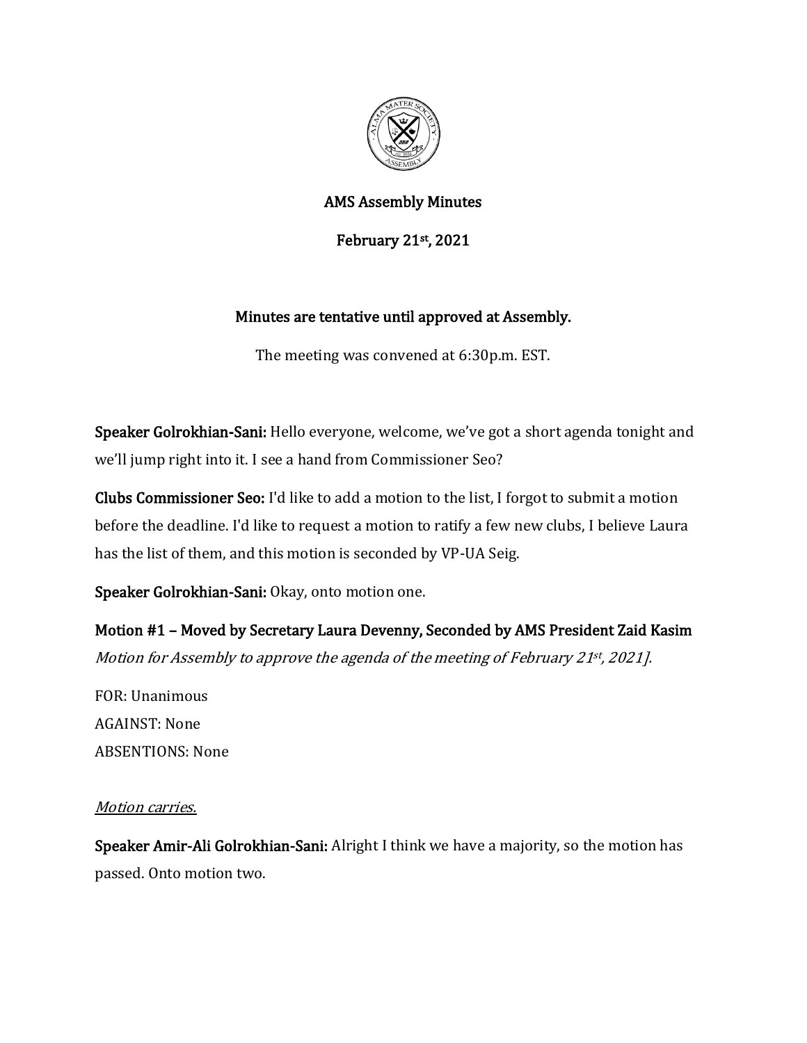# AMS Assembly Minutes

## February 21st, 2021

**Minutes are tentative until approved at Assembly.**

The meeting was convened at 6:30p.m. EST.

**Speaker Golrokhian-Sani:** Hello everyone, welcome, we've got a short agenda tonight and we'll jump right into it. I see a hand from Commissioner Seo?

**Clubs Commissioner Seo:** I'd like to add a motion to the list, I forgot to submit a motion before the deadline. I'd like to request a motion to ratify a few new clubs, I believe Laura has the list of them, and this motion is seconded by VP-UA Seig.

**Speaker Golrokhian-Sani:** Okay, onto motion one.

**Motion #1 – Moved by Secretary Laura Devenny, Seconded by AMS President Zaid Kasim**
*Motion for Assembly to approve the agenda of the meeting of February 21st, 2021].*

FOR: Unanimous
AGAINST: None
ABSENTIONS: None

*Motion carries.*

**Speaker Amir-Ali Golrokhian-Sani:** Alright I think we have a majority, so the motion has passed. Onto motion two.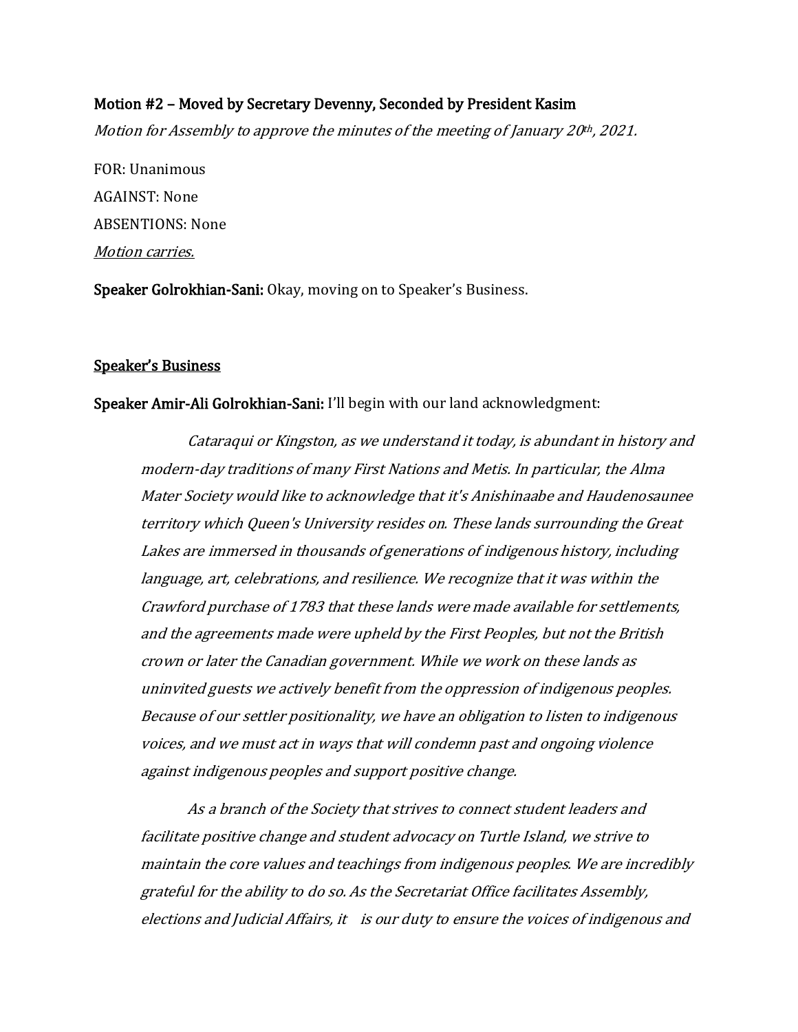**Motion #2 – Moved by Secretary Devenny, Seconded by President Kasim**

*Motion for Assembly to approve the minutes of the meeting of January 20th, 2021.*

FOR: Unanimous

AGAINST: None

ABSENTIONS: None

*Motion carries.*

**Speaker Golrokhian-Sani:** Okay, moving on to Speaker's Business.

## Speaker's Business

**Speaker Amir-Ali Golrokhian-Sani:** I'll begin with our land acknowledgment:

> *Cataraqui or Kingston, as we understand it today, is abundant in history and modern-day traditions of many First Nations and Metis. In particular, the Alma Mater Society would like to acknowledge that it's Anishinaabe and Haudenosaunee territory which Queen's University resides on. These lands surrounding the Great Lakes are immersed in thousands of generations of indigenous history, including language, art, celebrations, and resilience. We recognize that it was within the Crawford purchase of 1783 that these lands were made available for settlements, and the agreements made were upheld by the First Peoples, but not the British crown or later the Canadian government. While we work on these lands as uninvited guests we actively benefit from the oppression of indigenous peoples. Because of our settler positionality, we have an obligation to listen to indigenous voices, and we must act in ways that will condemn past and ongoing violence against indigenous peoples and support positive change.*
>
> *As a branch of the Society that strives to connect student leaders and facilitate positive change and student advocacy on Turtle Island, we strive to maintain the core values and teachings from indigenous peoples. We are incredibly grateful for the ability to do so. As the Secretariat Office facilitates Assembly, elections and Judicial Affairs, it is our duty to ensure the voices of indigenous and*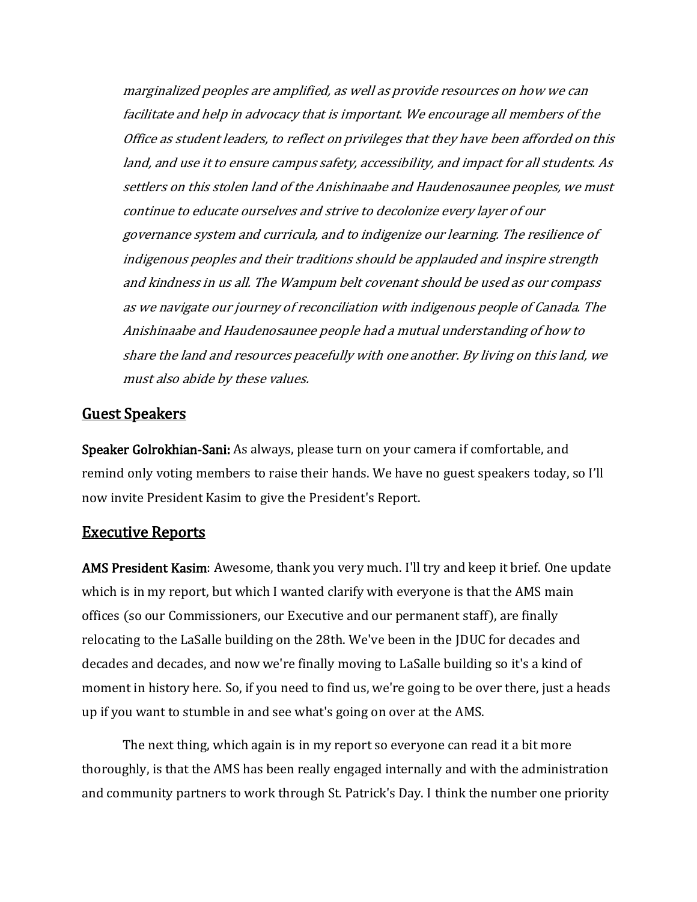*marginalized peoples are amplified, as well as provide resources on how we can facilitate and help in advocacy that is important. We encourage all members of the Office as student leaders, to reflect on privileges that they have been afforded on this land, and use it to ensure campus safety, accessibility, and impact for all students. As settlers on this stolen land of the Anishinaabe and Haudenosaunee peoples, we must continue to educate ourselves and strive to decolonize every layer of our governance system and curricula, and to indigenize our learning. The resilience of indigenous peoples and their traditions should be applauded and inspire strength and kindness in us all. The Wampum belt covenant should be used as our compass as we navigate our journey of reconciliation with indigenous people of Canada. The Anishinaabe and Haudenosaunee people had a mutual understanding of how to share the land and resources peacefully with one another. By living on this land, we must also abide by these values.*

## Guest Speakers

**Speaker Golrokhian-Sani:** As always, please turn on your camera if comfortable, and remind only voting members to raise their hands. We have no guest speakers today, so I'll now invite President Kasim to give the President's Report.

## Executive Reports

**AMS President Kasim**: Awesome, thank you very much. I'll try and keep it brief. One update which is in my report, but which I wanted clarify with everyone is that the AMS main offices (so our Commissioners, our Executive and our permanent staff), are finally relocating to the LaSalle building on the 28th. We've been in the JDUC for decades and decades and decades, and now we're finally moving to LaSalle building so it's a kind of moment in history here. So, if you need to find us, we're going to be over there, just a heads up if you want to stumble in and see what's going on over at the AMS.

The next thing, which again is in my report so everyone can read it a bit more thoroughly, is that the AMS has been really engaged internally and with the administration and community partners to work through St. Patrick's Day. I think the number one priority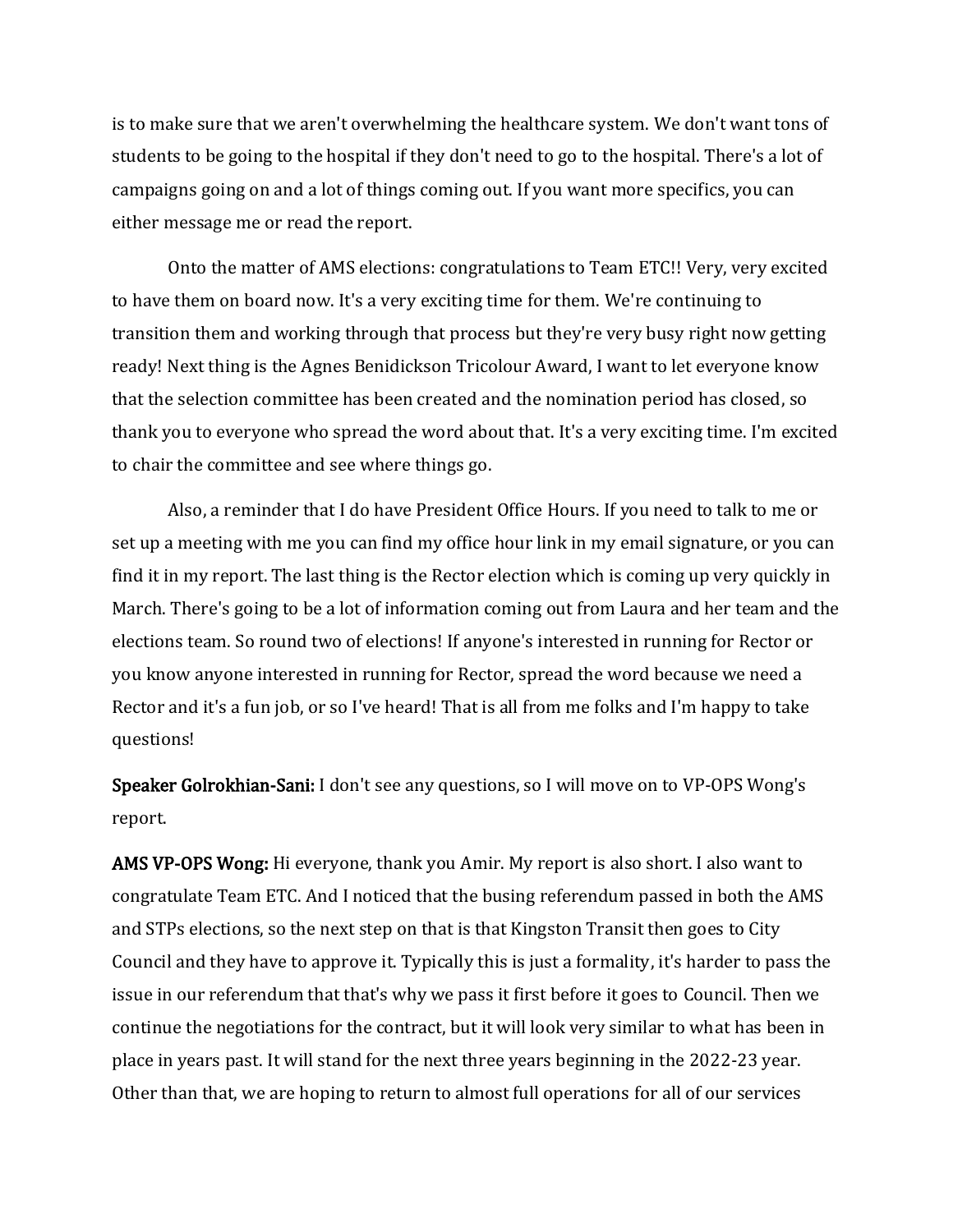is to make sure that we aren't overwhelming the healthcare system. We don't want tons of students to be going to the hospital if they don't need to go to the hospital. There's a lot of campaigns going on and a lot of things coming out. If you want more specifics, you can either message me or read the report.

Onto the matter of AMS elections: congratulations to Team ETC!! Very, very excited to have them on board now. It's a very exciting time for them. We're continuing to transition them and working through that process but they're very busy right now getting ready! Next thing is the Agnes Benidickson Tricolour Award, I want to let everyone know that the selection committee has been created and the nomination period has closed, so thank you to everyone who spread the word about that. It's a very exciting time. I'm excited to chair the committee and see where things go.

Also, a reminder that I do have President Office Hours. If you need to talk to me or set up a meeting with me you can find my office hour link in my email signature, or you can find it in my report. The last thing is the Rector election which is coming up very quickly in March. There's going to be a lot of information coming out from Laura and her team and the elections team. So round two of elections! If anyone's interested in running for Rector or you know anyone interested in running for Rector, spread the word because we need a Rector and it's a fun job, or so I've heard! That is all from me folks and I'm happy to take questions!

**Speaker Golrokhian-Sani:** I don't see any questions, so I will move on to VP-OPS Wong's report.

**AMS VP-OPS Wong:** Hi everyone, thank you Amir. My report is also short. I also want to congratulate Team ETC. And I noticed that the busing referendum passed in both the AMS and STPs elections, so the next step on that is that Kingston Transit then goes to City Council and they have to approve it. Typically this is just a formality, it's harder to pass the issue in our referendum that that's why we pass it first before it goes to Council. Then we continue the negotiations for the contract, but it will look very similar to what has been in place in years past. It will stand for the next three years beginning in the 2022-23 year. Other than that, we are hoping to return to almost full operations for all of our services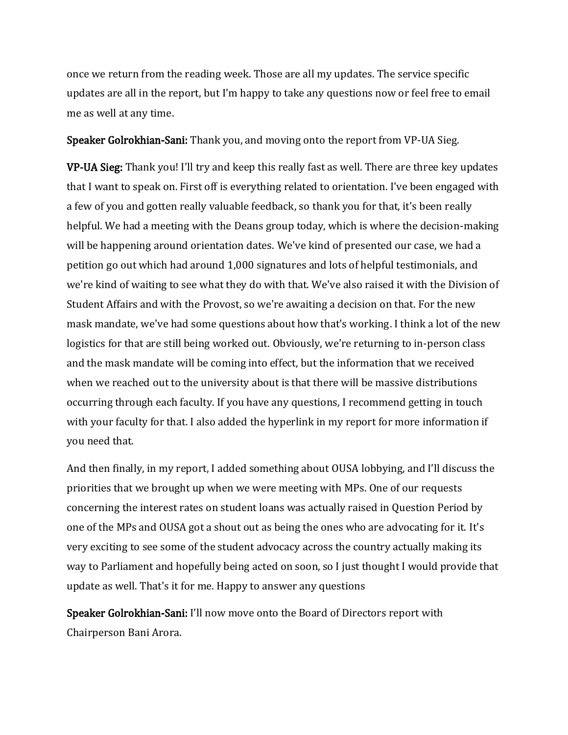once we return from the reading week. Those are all my updates. The service specific updates are all in the report, but I'm happy to take any questions now or feel free to email me as well at any time.

**Speaker Golrokhian-Sani:** Thank you, and moving onto the report from VP-UA Sieg.

**VP-UA Sieg:** Thank you! I'll try and keep this really fast as well. There are three key updates that I want to speak on. First off is everything related to orientation. I've been engaged with a few of you and gotten really valuable feedback, so thank you for that, it's been really helpful. We had a meeting with the Deans group today, which is where the decision-making will be happening around orientation dates. We've kind of presented our case, we had a petition go out which had around 1,000 signatures and lots of helpful testimonials, and we're kind of waiting to see what they do with that. We've also raised it with the Division of Student Affairs and with the Provost, so we're awaiting a decision on that. For the new mask mandate, we've had some questions about how that's working. I think a lot of the new logistics for that are still being worked out. Obviously, we're returning to in-person class and the mask mandate will be coming into effect, but the information that we received when we reached out to the university about is that there will be massive distributions occurring through each faculty. If you have any questions, I recommend getting in touch with your faculty for that. I also added the hyperlink in my report for more information if you need that.

And then finally, in my report, I added something about OUSA lobbying, and I'll discuss the priorities that we brought up when we were meeting with MPs. One of our requests concerning the interest rates on student loans was actually raised in Question Period by one of the MPs and OUSA got a shout out as being the ones who are advocating for it. It's very exciting to see some of the student advocacy across the country actually making its way to Parliament and hopefully being acted on soon, so I just thought I would provide that update as well. That's it for me. Happy to answer any questions

**Speaker Golrokhian-Sani:** I'll now move onto the Board of Directors report with Chairperson Bani Arora.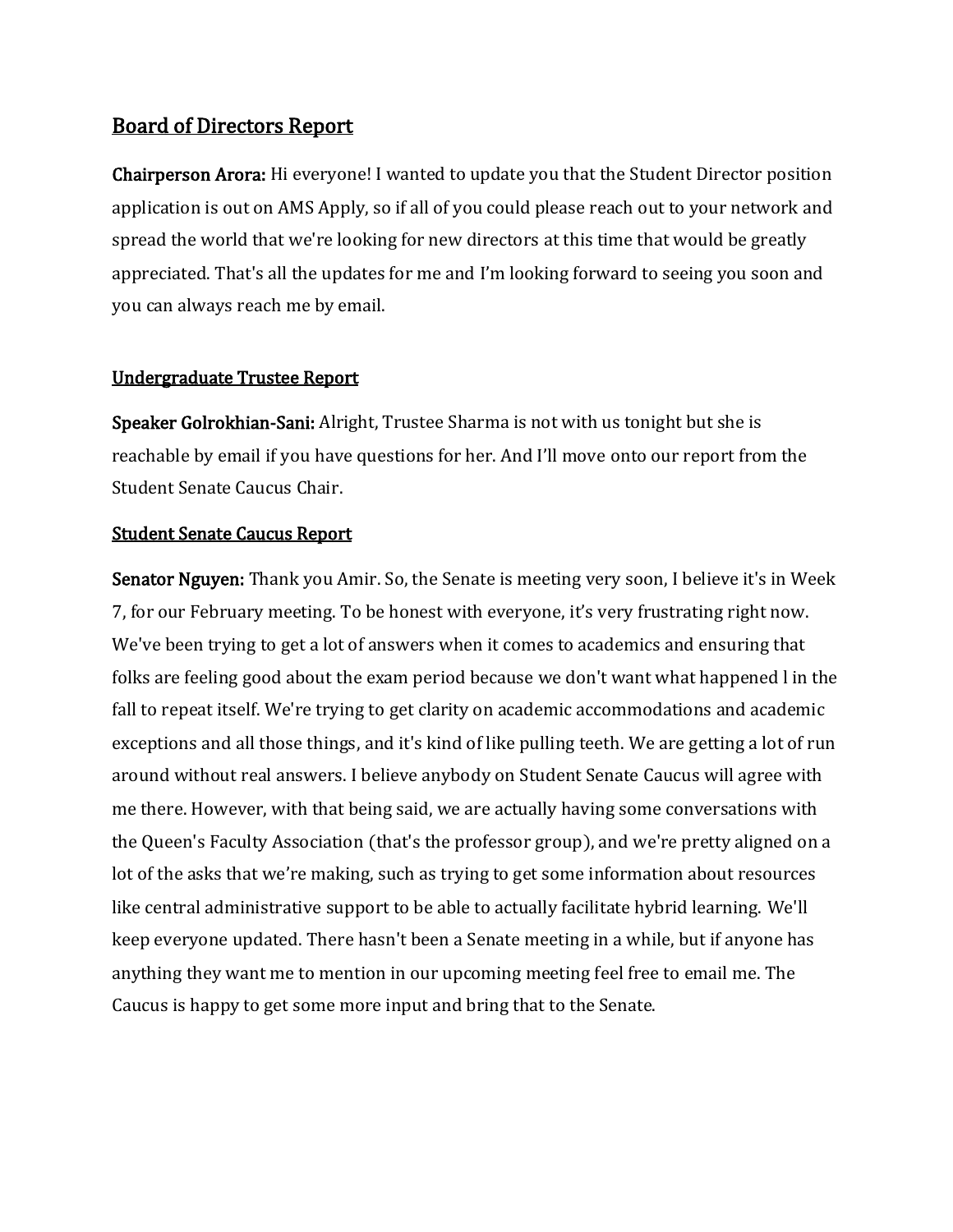## Board of Directors Report

**Chairperson Arora:** Hi everyone! I wanted to update you that the Student Director position application is out on AMS Apply, so if all of you could please reach out to your network and spread the world that we're looking for new directors at this time that would be greatly appreciated. That's all the updates for me and I'm looking forward to seeing you soon and you can always reach me by email.

## Undergraduate Trustee Report

**Speaker Golrokhian-Sani:** Alright, Trustee Sharma is not with us tonight but she is reachable by email if you have questions for her. And I'll move onto our report from the Student Senate Caucus Chair.

## Student Senate Caucus Report

**Senator Nguyen:** Thank you Amir. So, the Senate is meeting very soon, I believe it's in Week 7, for our February meeting. To be honest with everyone, it's very frustrating right now. We've been trying to get a lot of answers when it comes to academics and ensuring that folks are feeling good about the exam period because we don't want what happened l in the fall to repeat itself. We're trying to get clarity on academic accommodations and academic exceptions and all those things, and it's kind of like pulling teeth. We are getting a lot of run around without real answers. I believe anybody on Student Senate Caucus will agree with me there. However, with that being said, we are actually having some conversations with the Queen's Faculty Association (that's the professor group), and we're pretty aligned on a lot of the asks that we're making, such as trying to get some information about resources like central administrative support to be able to actually facilitate hybrid learning. We'll keep everyone updated. There hasn't been a Senate meeting in a while, but if anyone has anything they want me to mention in our upcoming meeting feel free to email me. The Caucus is happy to get some more input and bring that to the Senate.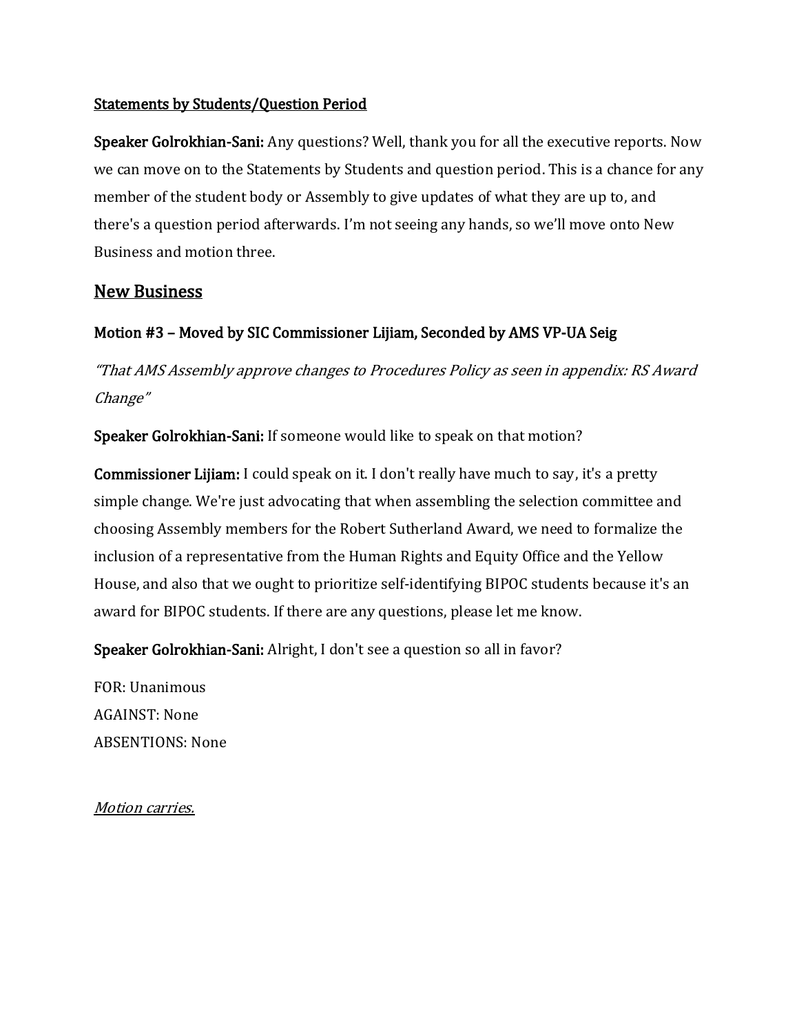**Statements by Students/Question Period**

**Speaker Golrokhian-Sani:** Any questions? Well, thank you for all the executive reports. Now we can move on to the Statements by Students and question period. This is a chance for any member of the student body or Assembly to give updates of what they are up to, and there's a question period afterwards. I'm not seeing any hands, so we'll move onto New Business and motion three.

## New Business

### Motion #3 – Moved by SIC Commissioner Lijiam, Seconded by AMS VP-UA Seig

*"That AMS Assembly approve changes to Procedures Policy as seen in appendix: RS Award Change"*

**Speaker Golrokhian-Sani:** If someone would like to speak on that motion?

**Commissioner Lijiam:** I could speak on it. I don't really have much to say, it's a pretty simple change. We're just advocating that when assembling the selection committee and choosing Assembly members for the Robert Sutherland Award, we need to formalize the inclusion of a representative from the Human Rights and Equity Office and the Yellow House, and also that we ought to prioritize self-identifying BIPOC students because it's an award for BIPOC students. If there are any questions, please let me know.

**Speaker Golrokhian-Sani:** Alright, I don't see a question so all in favor?

FOR: Unanimous
AGAINST: None
ABSENTIONS: None

*Motion carries.*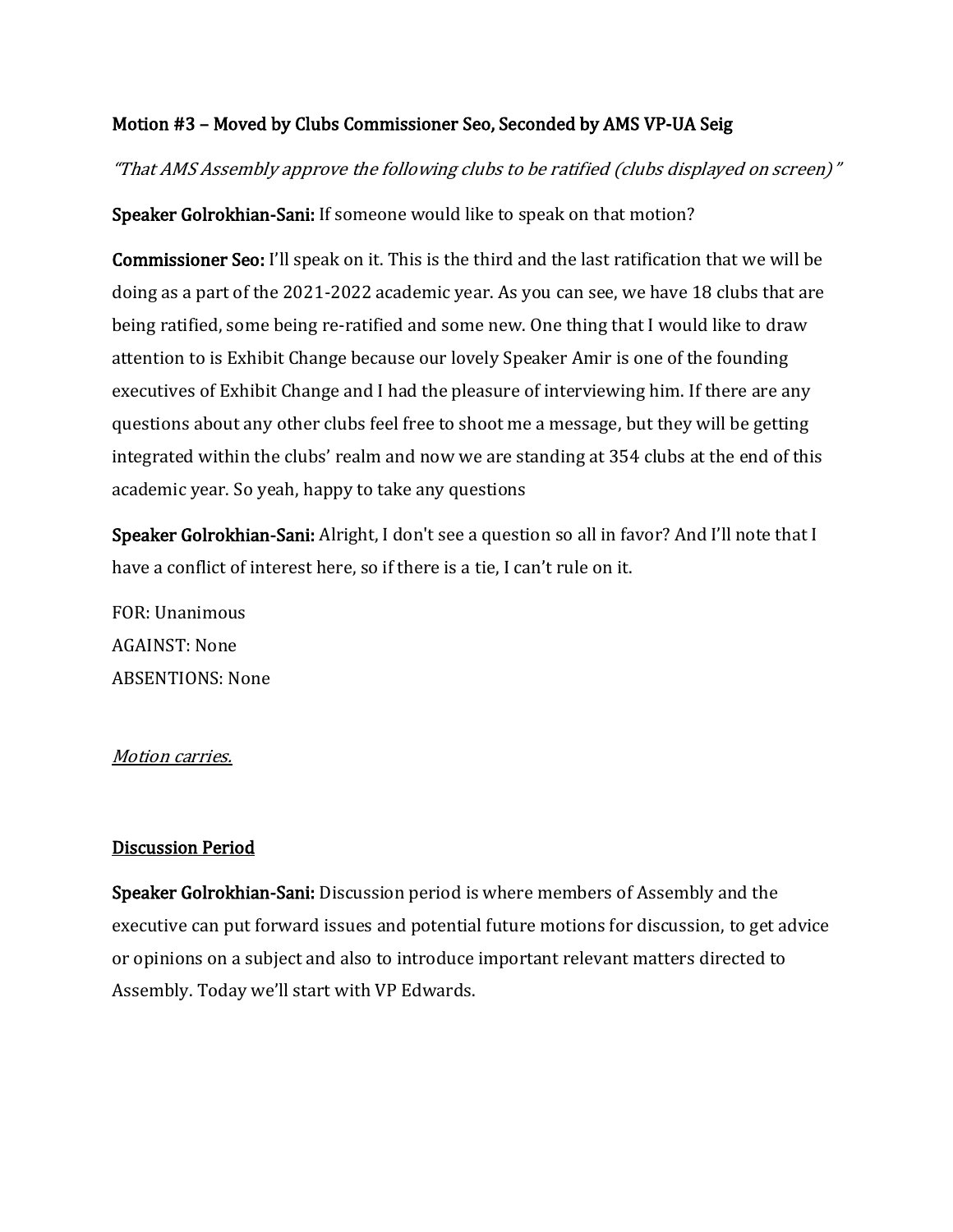**Motion #3 – Moved by Clubs Commissioner Seo, Seconded by AMS VP-UA Seig**

*"That AMS Assembly approve the following clubs to be ratified (clubs displayed on screen)"*

**Speaker Golrokhian-Sani:** If someone would like to speak on that motion?

**Commissioner Seo:** I'll speak on it. This is the third and the last ratification that we will be doing as a part of the 2021-2022 academic year. As you can see, we have 18 clubs that are being ratified, some being re-ratified and some new. One thing that I would like to draw attention to is Exhibit Change because our lovely Speaker Amir is one of the founding executives of Exhibit Change and I had the pleasure of interviewing him. If there are any questions about any other clubs feel free to shoot me a message, but they will be getting integrated within the clubs' realm and now we are standing at 354 clubs at the end of this academic year. So yeah, happy to take any questions

**Speaker Golrokhian-Sani:** Alright, I don't see a question so all in favor? And I'll note that I have a conflict of interest here, so if there is a tie, I can't rule on it.

FOR: Unanimous
AGAINST: None
ABSENTIONS: None

*Motion carries.*

## Discussion Period

**Speaker Golrokhian-Sani:** Discussion period is where members of Assembly and the executive can put forward issues and potential future motions for discussion, to get advice or opinions on a subject and also to introduce important relevant matters directed to Assembly. Today we'll start with VP Edwards.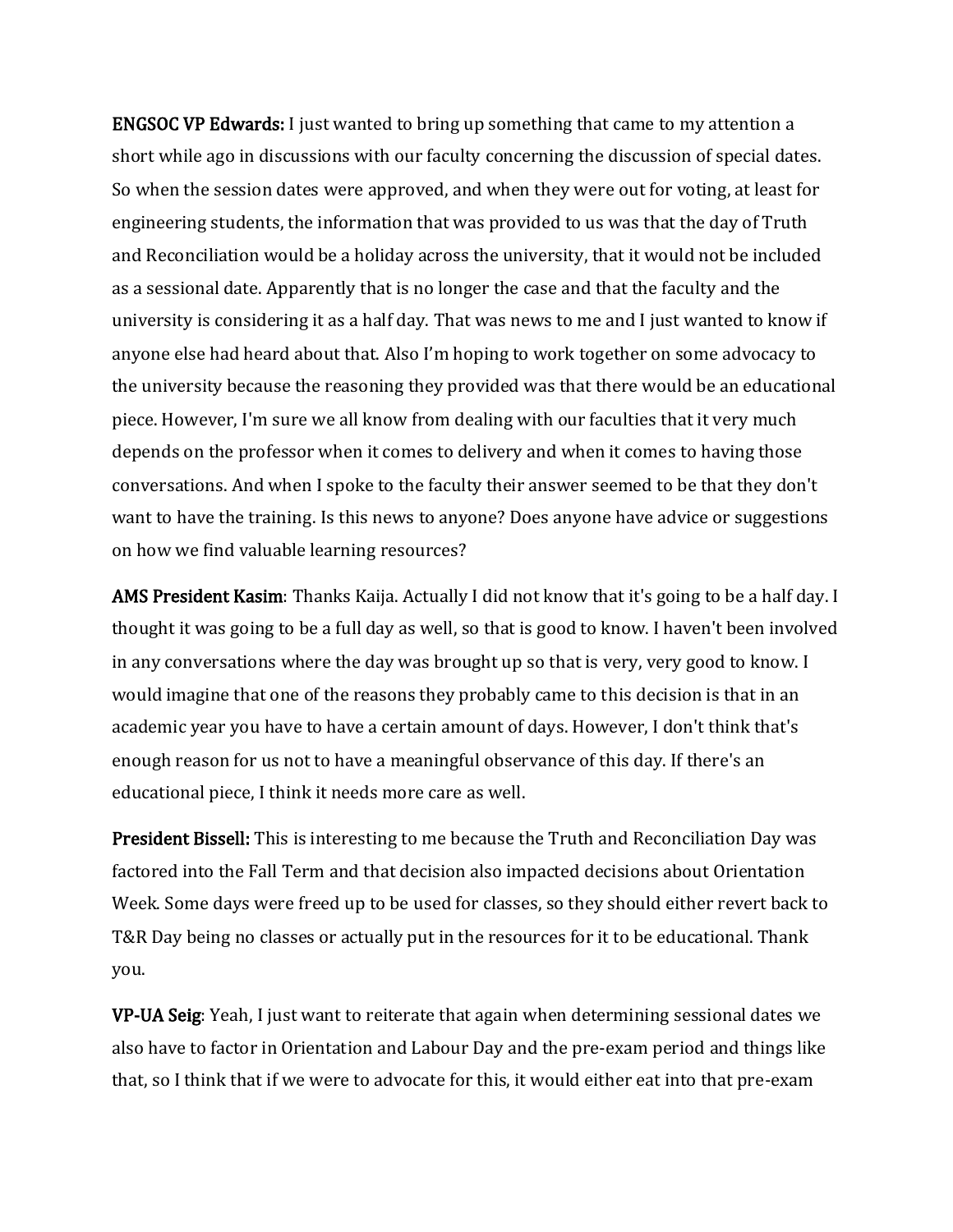**ENGSOC VP Edwards:** I just wanted to bring up something that came to my attention a short while ago in discussions with our faculty concerning the discussion of special dates. So when the session dates were approved, and when they were out for voting, at least for engineering students, the information that was provided to us was that the day of Truth and Reconciliation would be a holiday across the university, that it would not be included as a sessional date. Apparently that is no longer the case and that the faculty and the university is considering it as a half day. That was news to me and I just wanted to know if anyone else had heard about that. Also I'm hoping to work together on some advocacy to the university because the reasoning they provided was that there would be an educational piece. However, I'm sure we all know from dealing with our faculties that it very much depends on the professor when it comes to delivery and when it comes to having those conversations. And when I spoke to the faculty their answer seemed to be that they don't want to have the training. Is this news to anyone? Does anyone have advice or suggestions on how we find valuable learning resources?

**AMS President Kasim**: Thanks Kaija. Actually I did not know that it's going to be a half day. I thought it was going to be a full day as well, so that is good to know. I haven't been involved in any conversations where the day was brought up so that is very, very good to know. I would imagine that one of the reasons they probably came to this decision is that in an academic year you have to have a certain amount of days. However, I don't think that's enough reason for us not to have a meaningful observance of this day. If there's an educational piece, I think it needs more care as well.

**President Bissell:** This is interesting to me because the Truth and Reconciliation Day was factored into the Fall Term and that decision also impacted decisions about Orientation Week. Some days were freed up to be used for classes, so they should either revert back to T&R Day being no classes or actually put in the resources for it to be educational. Thank you.

**VP-UA Seig**: Yeah, I just want to reiterate that again when determining sessional dates we also have to factor in Orientation and Labour Day and the pre-exam period and things like that, so I think that if we were to advocate for this, it would either eat into that pre-exam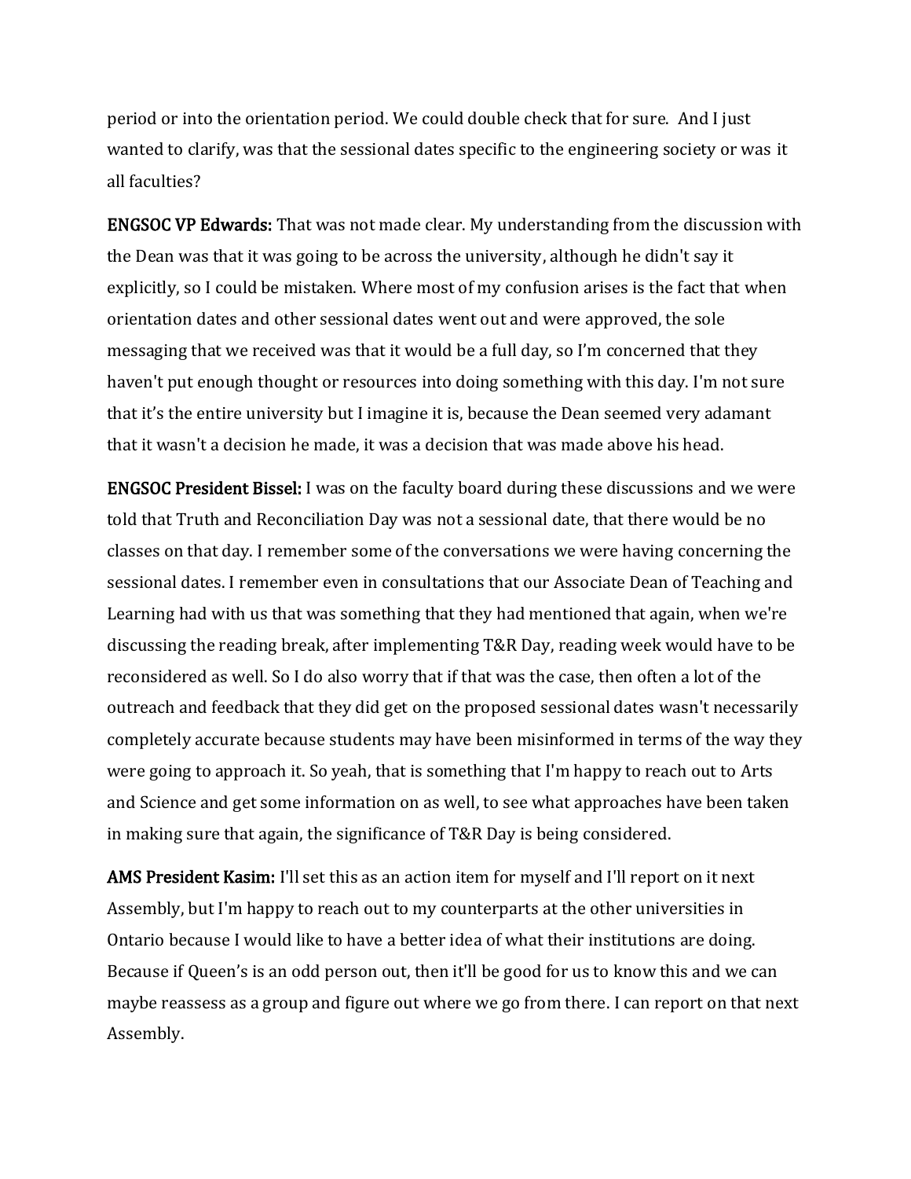period or into the orientation period. We could double check that for sure. And I just wanted to clarify, was that the sessional dates specific to the engineering society or was it all faculties?

**ENGSOC VP Edwards:** That was not made clear. My understanding from the discussion with the Dean was that it was going to be across the university, although he didn't say it explicitly, so I could be mistaken. Where most of my confusion arises is the fact that when orientation dates and other sessional dates went out and were approved, the sole messaging that we received was that it would be a full day, so I'm concerned that they haven't put enough thought or resources into doing something with this day. I'm not sure that it's the entire university but I imagine it is, because the Dean seemed very adamant that it wasn't a decision he made, it was a decision that was made above his head.

**ENGSOC President Bissel:** I was on the faculty board during these discussions and we were told that Truth and Reconciliation Day was not a sessional date, that there would be no classes on that day. I remember some of the conversations we were having concerning the sessional dates. I remember even in consultations that our Associate Dean of Teaching and Learning had with us that was something that they had mentioned that again, when we're discussing the reading break, after implementing T&R Day, reading week would have to be reconsidered as well. So I do also worry that if that was the case, then often a lot of the outreach and feedback that they did get on the proposed sessional dates wasn't necessarily completely accurate because students may have been misinformed in terms of the way they were going to approach it. So yeah, that is something that I'm happy to reach out to Arts and Science and get some information on as well, to see what approaches have been taken in making sure that again, the significance of T&R Day is being considered.

**AMS President Kasim:** I'll set this as an action item for myself and I'll report on it next Assembly, but I'm happy to reach out to my counterparts at the other universities in Ontario because I would like to have a better idea of what their institutions are doing. Because if Queen's is an odd person out, then it'll be good for us to know this and we can maybe reassess as a group and figure out where we go from there. I can report on that next Assembly.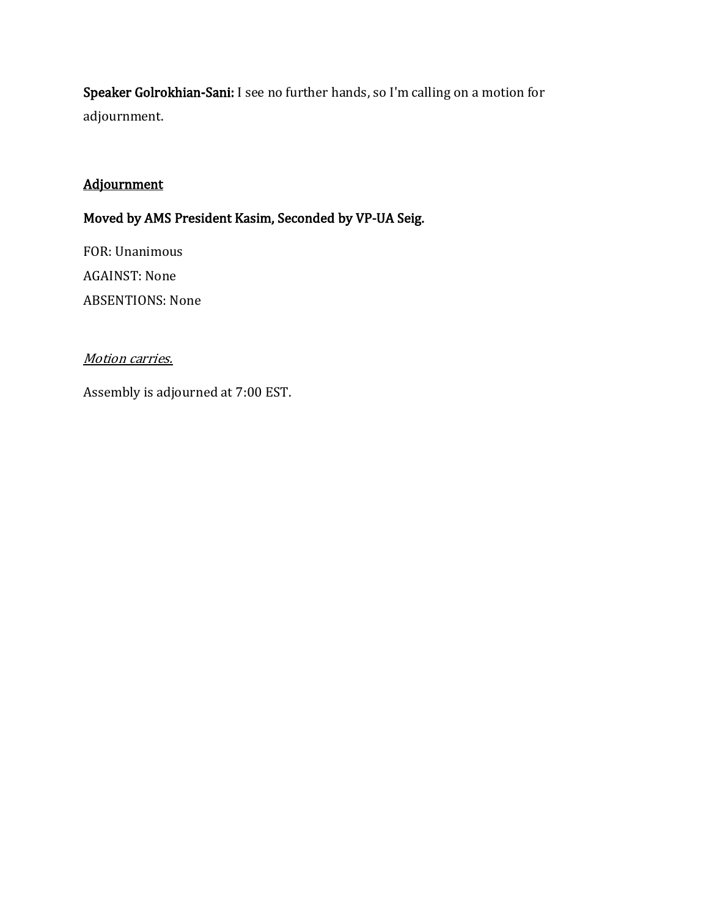**Speaker Golrokhian-Sani:** I see no further hands, so I'm calling on a motion for adjournment.

<u>Adjournment</u>

**Moved by AMS President Kasim, Seconded by VP-UA Seig.**

FOR: Unanimous

AGAINST: None

ABSENTIONS: None

*<u>Motion carries.</u>*

Assembly is adjourned at 7:00 EST.